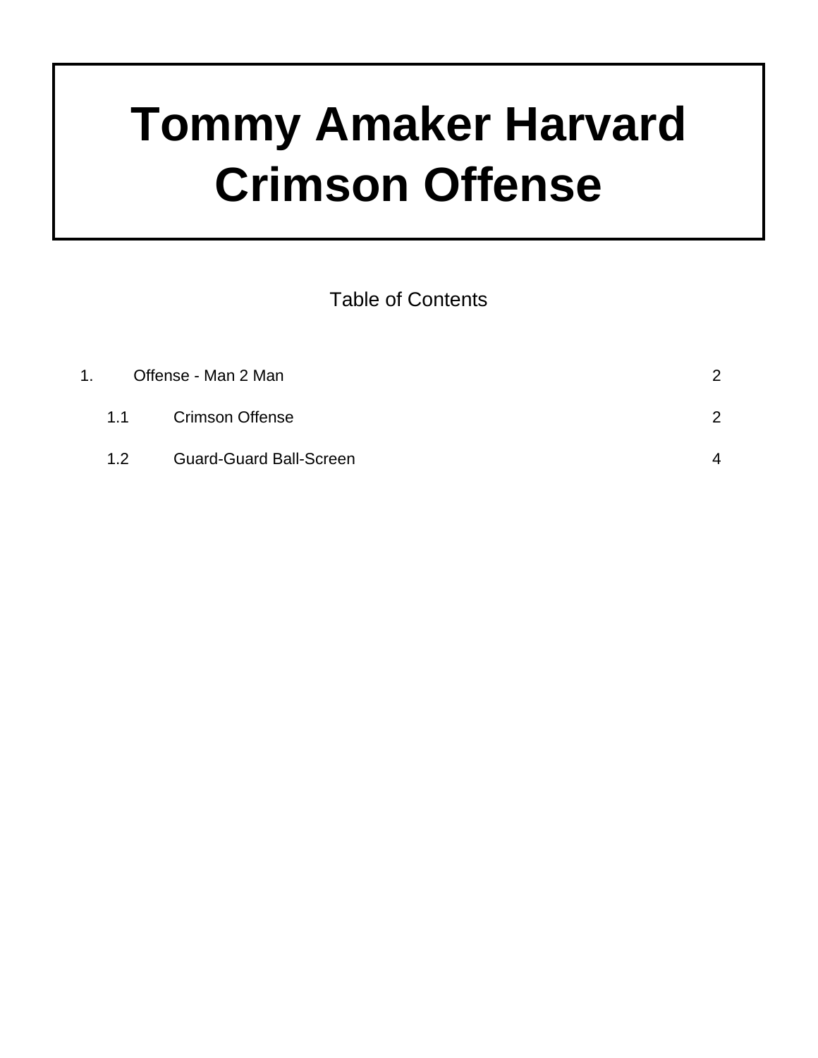# Tommy Amaker Harvard Crimson Offense

Table of Contents

| | | |
|---|---|---|
| 1. | Offense - Man 2 Man | 2 |
| 1.1 | Crimson Offense | 2 |
| 1.2 | Guard-Guard Ball-Screen | 4 |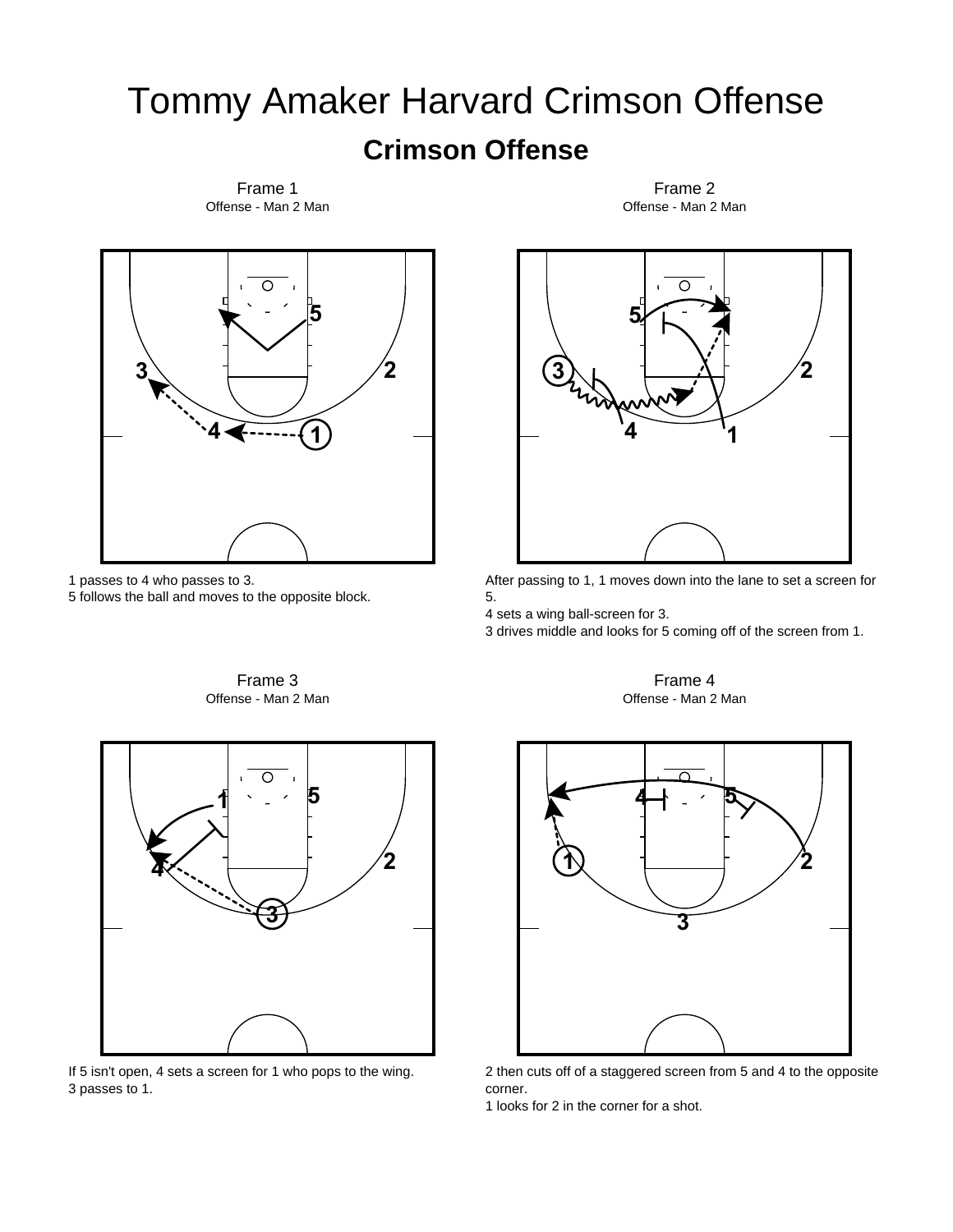# Tommy Amaker Harvard Crimson Offense

## Crimson Offense

Frame 1
Offense - Man 2 Man

1 passes to 4 who passes to 3.
5 follows the ball and moves to the opposite block.

Frame 2
Offense - Man 2 Man

After passing to 1, 1 moves down into the lane to set a screen for 5.
4 sets a wing ball-screen for 3.
3 drives middle and looks for 5 coming off of the screen from 1.

Frame 3
Offense - Man 2 Man

If 5 isn't open, 4 sets a screen for 1 who pops to the wing.
3 passes to 1.

Frame 4
Offense - Man 2 Man

2 then cuts off of a staggered screen from 5 and 4 to the opposite corner.
1 looks for 2 in the corner for a shot.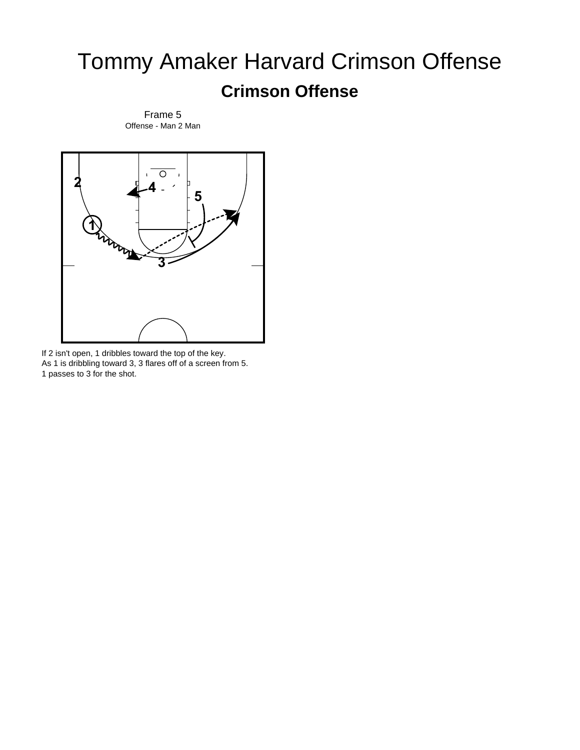# Tommy Amaker Harvard Crimson Offense

## Crimson Offense

Frame 5
Offense - Man 2 Man

If 2 isn't open, 1 dribbles toward the top of the key.
As 1 is dribbling toward 3, 3 flares off of a screen from 5.
1 passes to 3 for the shot.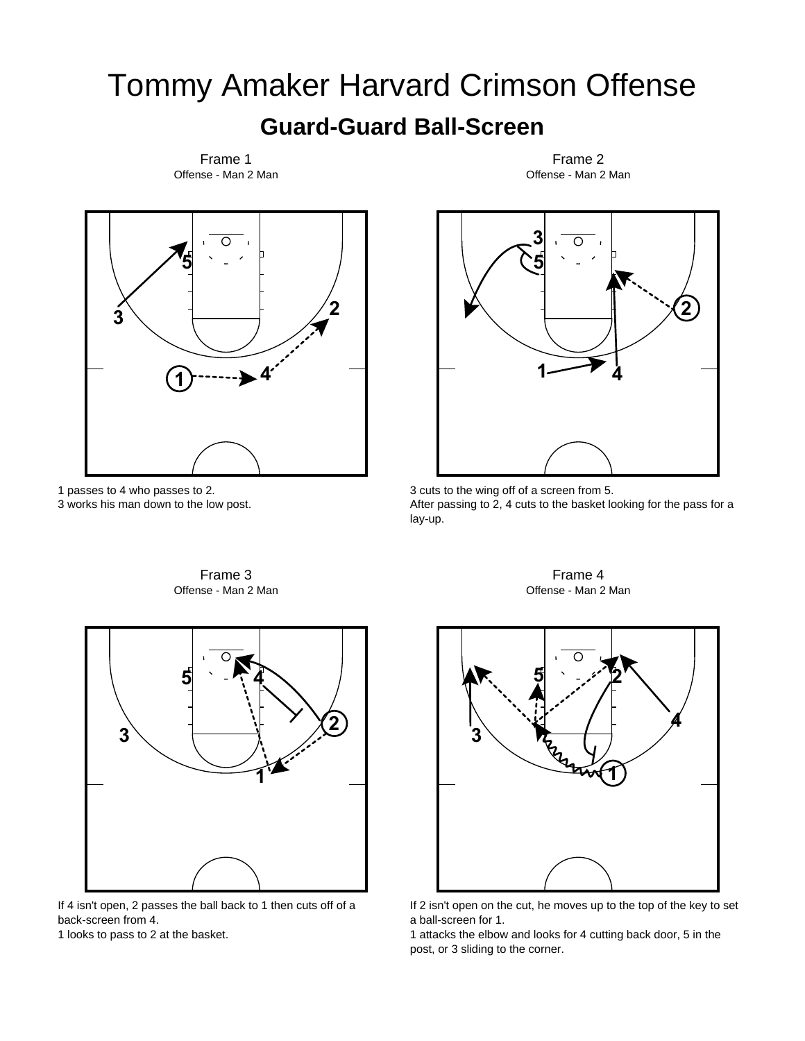# Tommy Amaker Harvard Crimson Offense

## Guard-Guard Ball-Screen

Frame 1
Offense - Man 2 Man

1 passes to 4 who passes to 2.
3 works his man down to the low post.

Frame 2
Offense - Man 2 Man

3 cuts to the wing off of a screen from 5.
After passing to 2, 4 cuts to the basket looking for the pass for a lay-up.

Frame 3
Offense - Man 2 Man

If 4 isn't open, 2 passes the ball back to 1 then cuts off of a back-screen from 4.
1 looks to pass to 2 at the basket.

Frame 4
Offense - Man 2 Man

If 2 isn't open on the cut, he moves up to the top of the key to set a ball-screen for 1.
1 attacks the elbow and looks for 4 cutting back door, 5 in the post, or 3 sliding to the corner.